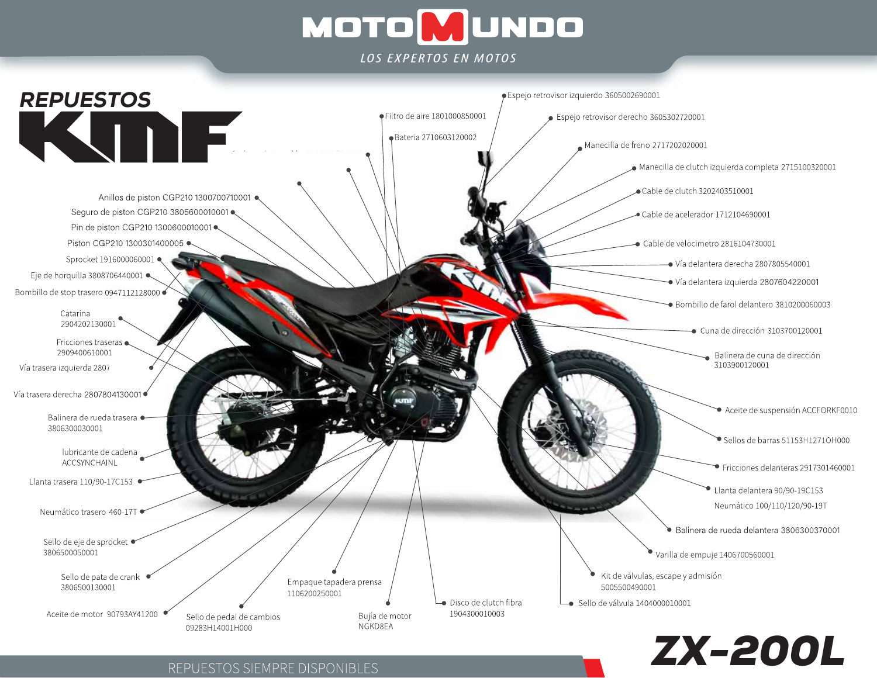# MOTOMUNDO

LOS EXPERTOS EN MOTOS

## REPUESTOS KMF

- Espejo retrovisor izquierdo 3605002690001
- Filtro de aire 1801000850001
- Espejo retrovisor derecho 3605302720001
- Bateria 2710603120002
- Manecilla de freno 2717202020001
- Manecilla de clutch izquierda completa 2715100320001
- Cable de clutch 3202403510001
- Cable de acelerador 1712104690001
- Cable de velocimetro 2816104730001
- Vía delantera derecha 2807805540001
- Vía delantera izquierda 2807604220001
- Bombillo de farol delantero 3810200060003
- Cuna de dirección 3103700120001
- Balinera de cuna de dirección 3103900120001
- Aceite de suspensión ACCFORKF0010
- Sellos de barras 51153H1271OH000
- Fricciones delanteras 2917301460001
- Llanta delantera 90/90-19C153
- Neumático 100/110/120/90-19T
- Balinera de rueda delantera 3806300370001
- Varilla de empuje 1406700560001
- Kit de válvulas, escape y admisión 5005500490001
- Sello de válvula 1404000010001
- Disco de clutch fibra 1904300010003
- Bujía de motor NGKD8EA
- Empaque tapadera prensa 1106200250001
- Sello de pedal de cambios 09283H14001H000
- Aceite de motor 90793AY41200
- Sello de pata de crank 3806500130001
- Sello de eje de sprocket 3806500050001
- Neumático trasero 460-17T
- Llanta trasera 110/90-17C153
- lubricante de cadena ACCSYNCHAINL
- Balinera de rueda trasera 3806300030001
- Vía trasera derecha 2807804130001
- Vía trasera izquierda 2807
- Fricciones traseras 2909400610001
- Catarina 2904202130001
- Bombillo de stop trasero 0947112128000
- Eje de horquilla 3808706440001
- Sprocket 1916000060001
- Piston CGP210 1300301400005
- Pin de piston CGP210 1300600010001
- Seguro de piston CGP210 3805600010001
- Anillos de piston CGP210 1300700710001

# ZX-200L

REPUESTOS SIEMPRE DISPONIBLES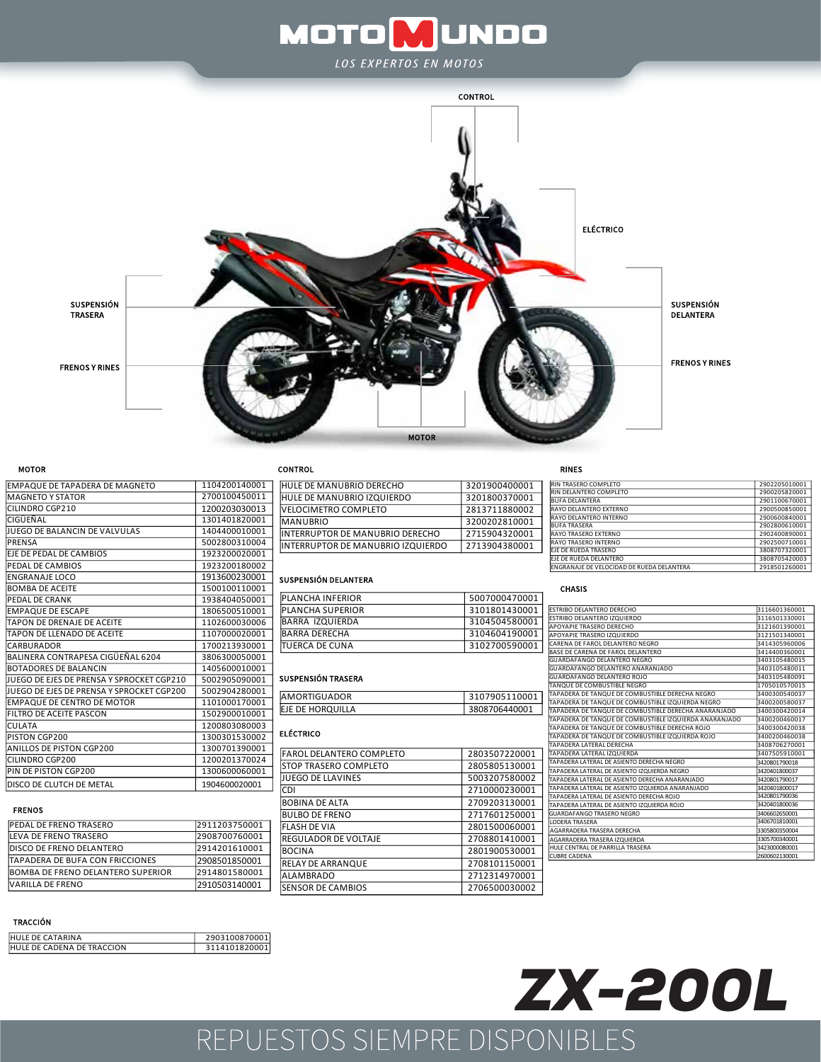# MOTOMUNDO

*LOS EXPERTOS EN MOTOS*

CONTROL

ELÉCTRICO

SUSPENSIÓN TRASERA

SUSPENSIÓN DELANTERA

FRENOS Y RINES

FRENOS Y RINES

MOTOR

### MOTOR

| | |
|---|---|
| EMPAQUE DE TAPADERA DE MAGNETO | 1104200140001 |
| MAGNETO Y STATOR | 2700100450011 |
| CILINDRO CGP210 | 1200203030013 |
| CIGÜEÑAL | 1301401820001 |
| JUEGO DE BALANCIN DE VALVULAS | 1404400010001 |
| PRENSA | 5002800310004 |
| EJE DE PEDAL DE CAMBIOS | 1923200020001 |
| PEDAL DE CAMBIOS | 1923200180002 |
| ENGRANAJE LOCO | 1913600230001 |
| BOMBA DE ACEITE | 1500100110001 |
| PEDAL DE CRANK | 1938404050001 |
| EMPAQUE DE ESCAPE | 1806500510001 |
| TAPON DE DRENAJE DE ACEITE | 1102600030006 |
| TAPON DE LLENADO DE ACEITE | 1107000020001 |
| CARBURADOR | 1700213930001 |
| BALINERA CONTRAPESA CIGÜEÑAL 6204 | 3806300050001 |
| BOTADORES DE BALANCIN | 1405600010001 |
| JUEGO DE EJES DE PRENSA Y SPROCKET CGP210 | 5002905090001 |
| JUEGO DE EJES DE PRENSA Y SPROCKET CGP200 | 5002904280001 |
| EMPAQUE DE CENTRO DE MOTOR | 1101000170001 |
| FILTRO DE ACEITE PASCON | 1502900010001 |
| CULATA | 1200803080003 |
| PISTON CGP200 | 1300301530002 |
| ANILLOS DE PISTON CGP200 | 1300701390001 |
| CILINDRO CGP200 | 1200201370024 |
| PIN DE PISTON CGP200 | 1300600060001 |
| DISCO DE CLUTCH DE METAL | 1904600020001 |

### FRENOS

| | |
|---|---|
| PEDAL DE FRENO TRASERO | 2911203750001 |
| LEVA DE FRENO TRASERO | 2908700760001 |
| DISCO DE FRENO DELANTERO | 2914201610001 |
| TAPADERA DE BUFA CON FRICCIONES | 2908501850001 |
| BOMBA DE FRENO DELANTERO SUPERIOR | 2914801580001 |
| VARILLA DE FRENO | 2910503140001 |

### TRACCIÓN

| | |
|---|---|
| HULE DE CATARINA | 2903100870001 |
| HULE DE CADENA DE TRACCION | 3114101820001 |

### CONTROL

| | |
|---|---|
| HULE DE MANUBRIO DERECHO | 3201900400001 |
| HULE DE MANUBRIO IZQUIERDO | 3201800370001 |
| VELOCIMETRO COMPLETO | 2813711880002 |
| MANUBRIO | 3200202810001 |
| INTERRUPTOR DE MANUBRIO DERECHO | 2715904320001 |
| INTERRUPTOR DE MANUBRIO IZQUIERDO | 2713904380001 |

### SUSPENSIÓN DELANTERA

| | |
|---|---|
| PLANCHA INFERIOR | 5007000470001 |
| PLANCHA SUPERIOR | 3101801430001 |
| BARRA IZQUIERDA | 3104504580001 |
| BARRA DERECHA | 3104604190001 |
| TUERCA DE CUNA | 3102700590001 |

### SUSPENSIÓN TRASERA

| | |
|---|---|
| AMORTIGUADOR | 3107905110001 |
| EJE DE HORQUILLA | 3808706440001 |

### ELÉCTRICO

| | |
|---|---|
| FAROL DELANTERO COMPLETO | 2803507220001 |
| STOP TRASERO COMPLETO | 2805805130001 |
| JUEGO DE LLAVINES | 5003207580002 |
| CDI | 2710000230001 |
| BOBINA DE ALTA | 2709203130001 |
| BULBO DE FRENO | 2717601250001 |
| FLASH DE VIA | 2801500060001 |
| REGULADOR DE VOLTAJE | 2708801410001 |
| BOCINA | 2801900530001 |
| RELAY DE ARRANQUE | 2708101150001 |
| ALAMBRADO | 2712314970001 |
| SENSOR DE CAMBIOS | 2706500030002 |

### RINES

| | |
|---|---|
| RIN TRASERO COMPLETO | 2902205010001 |
| RIN DELANTERO COMPLETO | 2900205820001 |
| BUFA DELANTERA | 2901100670001 |
| RAYO DELANTERO EXTERNO | 2900500850001 |
| RAYO DELANTERO INTERNO | 2900600840001 |
| BUFA TRASERA | 2902800610001 |
| RAYO TRASERO EXTERNO | 2902400890001 |
| RAYO TRASERO INTERNO | 2902500710001 |
| EJE DE RUEDA TRASERO | 3808707320001 |
| EJE DE RUEDA DELANTERO | 3808705420003 |
| ENGRANAJE DE VELOCIDAD DE RUEDA DELANTERA | 2918501260001 |

### CHASIS

| | |
|---|---|
| ESTRIBO DELANTERO DERECHO | 3116601360001 |
| ESTRIBO DELANTERO IZQUIERDO | 3116501330001 |
| APOYAPIE TRASERO DERECHO | 3121601390001 |
| APOYAPIE TRASERO IZQUIERDO | 3121501340001 |
| CARENA DE FAROL DELANTERO NEGRO | 3414305960006 |
| BASE DE CARENA DE FAROL DELANTERO | 3414400360001 |
| GUARDAFANGO DELANTERO NEGRO | 3403105480015 |
| GUARDAFANGO DELANTERO ANARANJADO | 3403105480011 |
| GUARDAFANGO DELANTERO ROJO | 3403105480091 |
| TANQUE DE COMBUSTIBLE NEGRO | 1705010570015 |
| TAPADERA DE TANQUE DE COMBUSTIBLE DERECHA NEGRO | 3400300540037 |
| TAPADERA DE TANQUE DE COMBUSTIBLE IZQUIERDA NEGRO | 3400200580037 |
| TAPADERA DE TANQUE DE COMBUSTIBLE DERECHA ANARANJADO | 3400300420014 |
| TAPADERA DE TANQUE DE COMBUSTIBLE IZQUIERDA ANARANJADO | 3400200460017 |
| TAPADERA DE TANQUE DE COMBUSTIBLE DERECHA ROJO | 3400300420038 |
| TAPADERA DE TANQUE DE COMBUSTIBLE IZQUIERDA ROJO | 3400200460038 |
| TAPADERA LATERAL DERECHA | 3408706270001 |
| TAPADERA LATERAL IZQUIERDA | 3407505910001 |
| TAPADERA LATERAL DE ASIENTO DERECHA NEGRO | 3420801790018 |
| TAPADERA LATERAL DE ASIENTO IZQUIERDA NEGRO | 3420401800037 |
| TAPADERA LATERAL DE ASIENTO DERECHA ANARANJADO | 3420801790017 |
| TAPADERA LATERAL DE ASIENTO IZQUIERDA ANARANJADO | 3420401800017 |
| TAPADERA LATERAL DE ASIENTO DERECHA ROJO | 3420801790036 |
| TAPADERA LATERAL DE ASIENTO IZQUIERDA ROJO | 3420401800036 |
| GUARDAFANGO TRASERO NEGRO | 3406602650001 |
| LODERA TRASERA | 3406701810001 |
| AGARRADERA TRASERA DERECHA | 3305800350004 |
| AGARRADERA TRASERA IZQUIERDA | 3305700340001 |
| HULE CENTRAL DE PARRILLA TRASERA | 3423000080001 |
| CUBRE CADENA | 2600602130001 |

# ZX-200L

REPUESTOS SIEMPRE DISPONIBLES